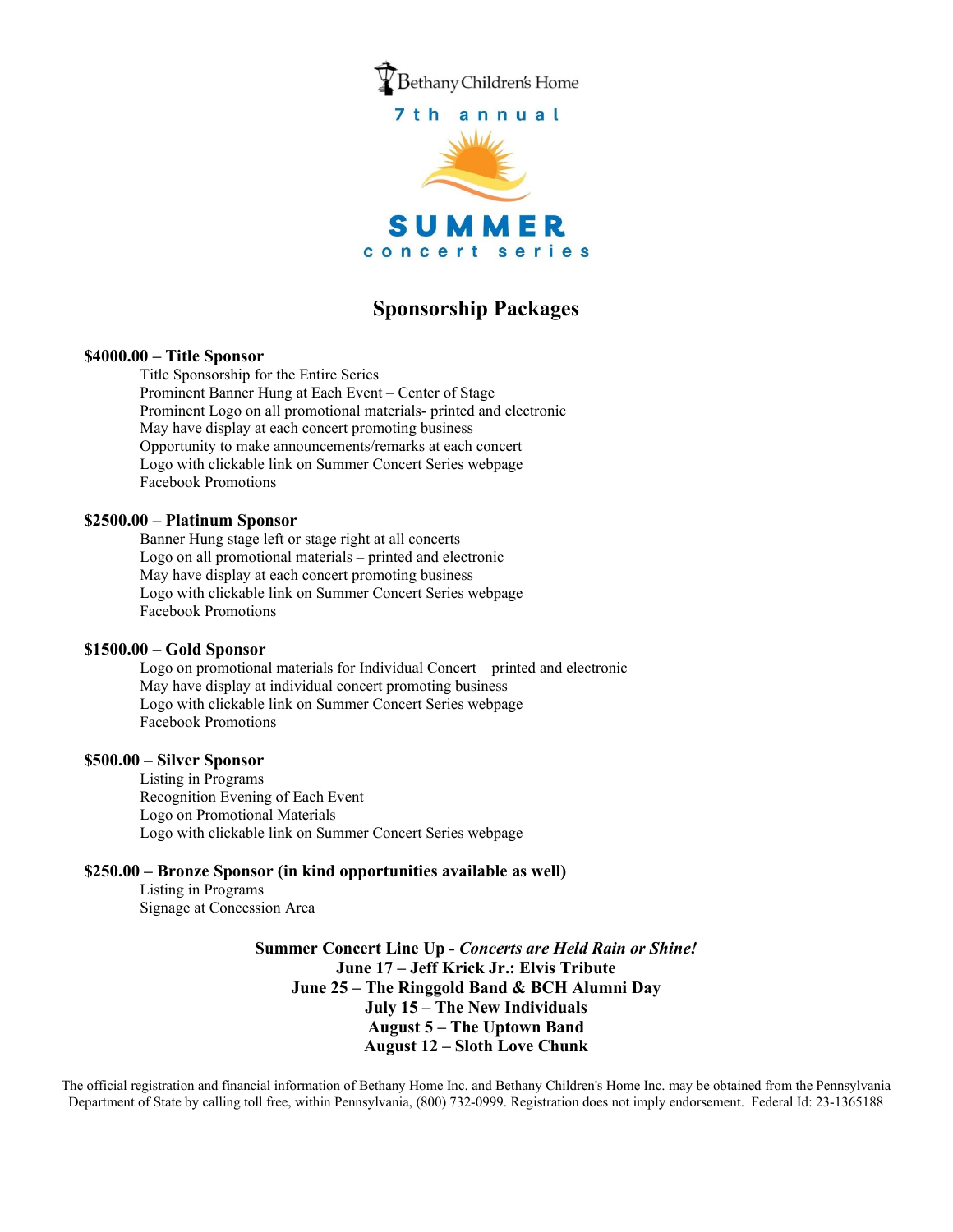Bethany Children's Home

7th annual

# SUMMER concert series

## Sponsorship Packages

**$4000.00 – Title Sponsor**

- Title Sponsorship for the Entire Series
- Prominent Banner Hung at Each Event – Center of Stage
- Prominent Logo on all promotional materials- printed and electronic
- May have display at each concert promoting business
- Opportunity to make announcements/remarks at each concert
- Logo with clickable link on Summer Concert Series webpage
- Facebook Promotions

**$2500.00 – Platinum Sponsor**

- Banner Hung stage left or stage right at all concerts
- Logo on all promotional materials – printed and electronic
- May have display at each concert promoting business
- Logo with clickable link on Summer Concert Series webpage
- Facebook Promotions

**$1500.00 – Gold Sponsor**

- Logo on promotional materials for Individual Concert – printed and electronic
- May have display at individual concert promoting business
- Logo with clickable link on Summer Concert Series webpage
- Facebook Promotions

**$500.00 – Silver Sponsor**

- Listing in Programs
- Recognition Evening of Each Event
- Logo on Promotional Materials
- Logo with clickable link on Summer Concert Series webpage

**$250.00 – Bronze Sponsor (in kind opportunities available as well)**

- Listing in Programs
- Signage at Concession Area

**Summer Concert Line Up -** ***Concerts are Held Rain or Shine!***

**June 17 – Jeff Krick Jr.: Elvis Tribute**
**June 25 – The Ringgold Band & BCH Alumni Day**
**July 15 – The New Individuals**
**August 5 – The Uptown Band**
**August 12 – Sloth Love Chunk**

The official registration and financial information of Bethany Home Inc. and Bethany Children's Home Inc. may be obtained from the Pennsylvania Department of State by calling toll free, within Pennsylvania, (800) 732-0999. Registration does not imply endorsement. Federal Id: 23-1365188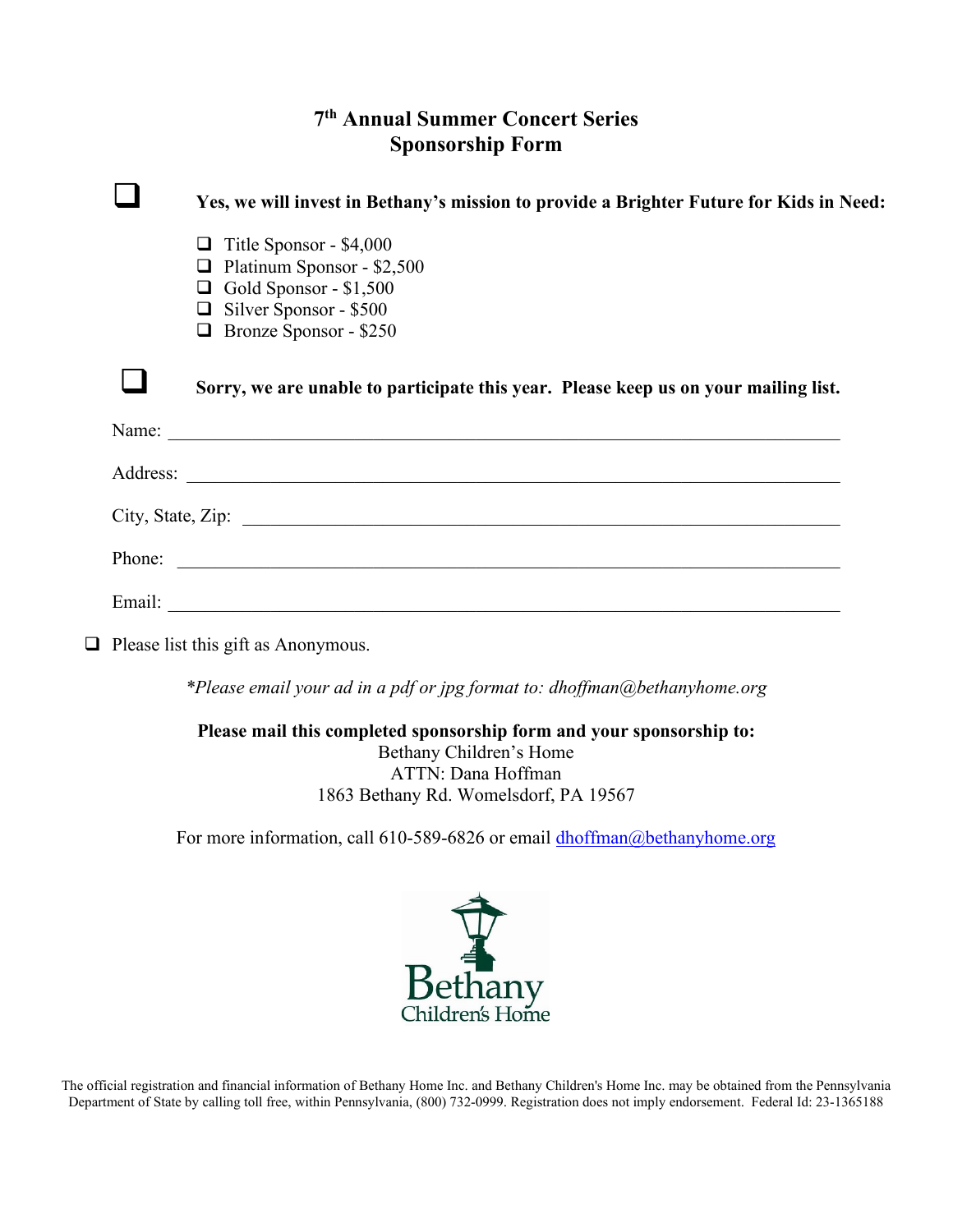# 7[th] Annual Summer Concert Series
# Sponsorship Form

☐ **Yes, we will invest in Bethany's mission to provide a Brighter Future for Kids in Need:**

- ☐ Title Sponsor - $4,000
- ☐ Platinum Sponsor - $2,500
- ☐ Gold Sponsor - $1,500
- ☐ Silver Sponsor - $500
- ☐ Bronze Sponsor - $250

☐ **Sorry, we are unable to participate this year. Please keep us on your mailing list.**

Name: ______________________________________________________________________

Address: ____________________________________________________________________

City, State, Zip: _______________________________________________________________

Phone: _____________________________________________________________________

Email: ______________________________________________________________________

☐ Please list this gift as Anonymous.

**Please mail this completed sponsorship form and your sponsorship to:**

Bethany Children's Home
ATTN: Dana Hoffman
1863 Bethany Rd. Womelsdorf, PA 19567

For more information, call 610-589-6826 or email dhoffman@bethanyhome.org

Bethany Children's Home

The official registration and financial information of Bethany Home Inc. and Bethany Children's Home Inc. may be obtained from the Pennsylvania Department of State by calling toll free, within Pennsylvania, (800) 732-0999. Registration does not imply endorsement. Federal Id: 23-1365188